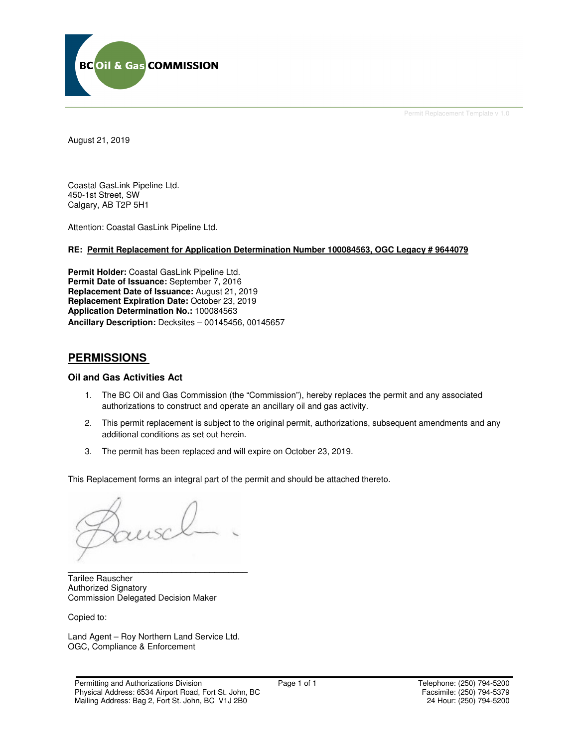Permit Replacement Template v 1.0

August 21, 2019

Coastal GasLink Pipeline Ltd.
450-1st Street, SW
Calgary, AB T2P 5H1

Attention: Coastal GasLink Pipeline Ltd.

**RE: Permit Replacement for Application Determination Number 100084563, OGC Legacy # 9644079**

**Permit Holder:** Coastal GasLink Pipeline Ltd.
**Permit Date of Issuance:** September 7, 2016
**Replacement Date of Issuance:** August 21, 2019
**Replacement Expiration Date:** October 23, 2019
**Application Determination No.:** 100084563
**Ancillary Description:** Decksites – 00145456, 00145657

## PERMISSIONS

### Oil and Gas Activities Act

1. The BC Oil and Gas Commission (the "Commission"), hereby replaces the permit and any associated authorizations to construct and operate an ancillary oil and gas activity.
2. This permit replacement is subject to the original permit, authorizations, subsequent amendments and any additional conditions as set out herein.
3. The permit has been replaced and will expire on October 23, 2019.

This Replacement forms an integral part of the permit and should be attached thereto.

\_\_\_\_\_\_\_\_\_\_\_\_\_\_\_\_\_\_\_\_\_\_\_\_\_\_\_\_\_\_\_\_\_\_\_\_\_\_
Tarilee Rauscher
Authorized Signatory
Commission Delegated Decision Maker

Copied to:

Land Agent – Roy Northern Land Service Ltd.
OGC, Compliance & Enforcement

Permitting and Authorizations Division
Physical Address: 6534 Airport Road, Fort St. John, BC
Mailing Address: Bag 2, Fort St. John, BC V1J 2B0

Telephone: (250) 794-5200
Facsimile: (250) 794-5379
24 Hour: (250) 794-5200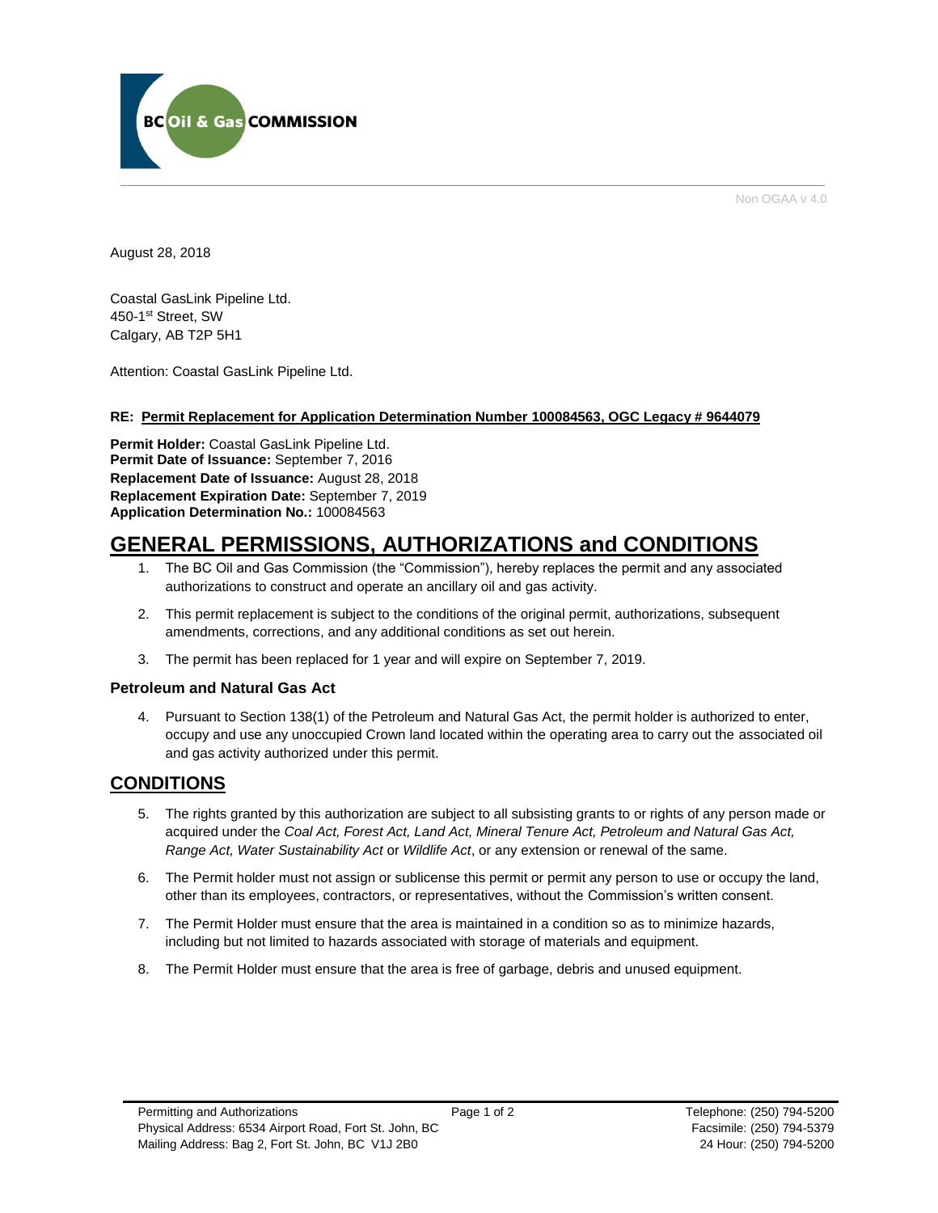BC Oil & Gas COMMISSION

Non OGAA v 4.0

August 28, 2018

Coastal GasLink Pipeline Ltd.
450-1st Street, SW
Calgary, AB T2P 5H1

Attention: Coastal GasLink Pipeline Ltd.

**RE: Permit Replacement for Application Determination Number 100084563, OGC Legacy # 9644079**

**Permit Holder:** Coastal GasLink Pipeline Ltd.
**Permit Date of Issuance:** September 7, 2016
**Replacement Date of Issuance:** August 28, 2018
**Replacement Expiration Date:** September 7, 2019
**Application Determination No.:** 100084563

# GENERAL PERMISSIONS, AUTHORIZATIONS and CONDITIONS

1. The BC Oil and Gas Commission (the "Commission"), hereby replaces the permit and any associated authorizations to construct and operate an ancillary oil and gas activity.

2. This permit replacement is subject to the conditions of the original permit, authorizations, subsequent amendments, corrections, and any additional conditions as set out herein.

3. The permit has been replaced for 1 year and will expire on September 7, 2019.

### Petroleum and Natural Gas Act

4. Pursuant to Section 138(1) of the Petroleum and Natural Gas Act, the permit holder is authorized to enter, occupy and use any unoccupied Crown land located within the operating area to carry out the associated oil and gas activity authorized under this permit.

## CONDITIONS

5. The rights granted by this authorization are subject to all subsisting grants to or rights of any person made or acquired under the *Coal Act, Forest Act, Land Act, Mineral Tenure Act, Petroleum and Natural Gas Act, Range Act, Water Sustainability Act* or *Wildlife Act*, or any extension or renewal of the same.

6. The Permit holder must not assign or sublicense this permit or permit any person to use or occupy the land, other than its employees, contractors, or representatives, without the Commission's written consent.

7. The Permit Holder must ensure that the area is maintained in a condition so as to minimize hazards, including but not limited to hazards associated with storage of materials and equipment.

8. The Permit Holder must ensure that the area is free of garbage, debris and unused equipment.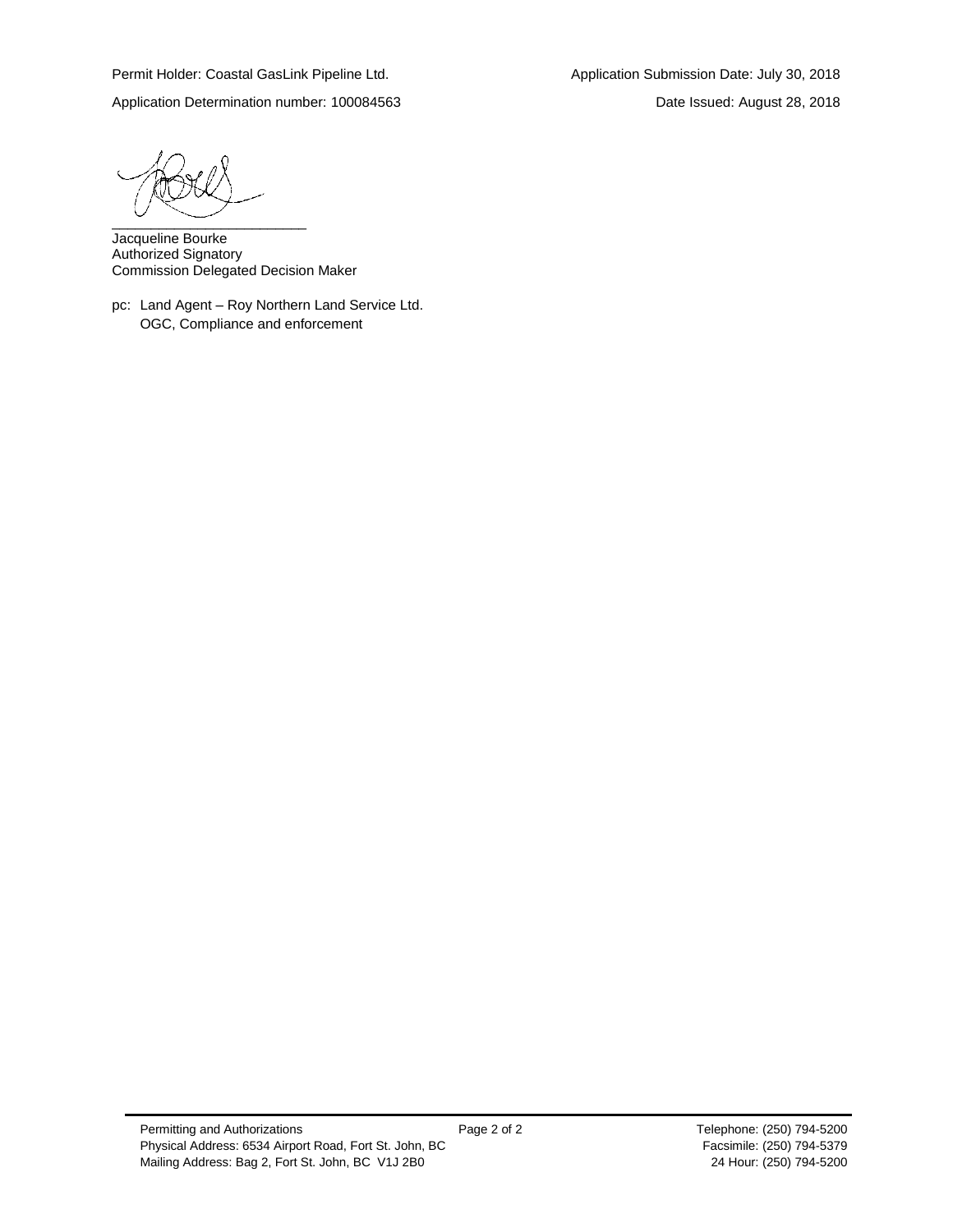Permit Holder: Coastal GasLink Pipeline Ltd.

Application Submission Date: July 30, 2018

Application Determination number: 100084563

Date Issued: August 28, 2018

\_\_\_\_\_\_\_\_\_\_\_\_\_\_\_\_\_\_\_\_\_\_\_\_\_

Jacqueline Bourke
Authorized Signatory
Commission Delegated Decision Maker

pc: Land Agent – Roy Northern Land Service Ltd.
OGC, Compliance and enforcement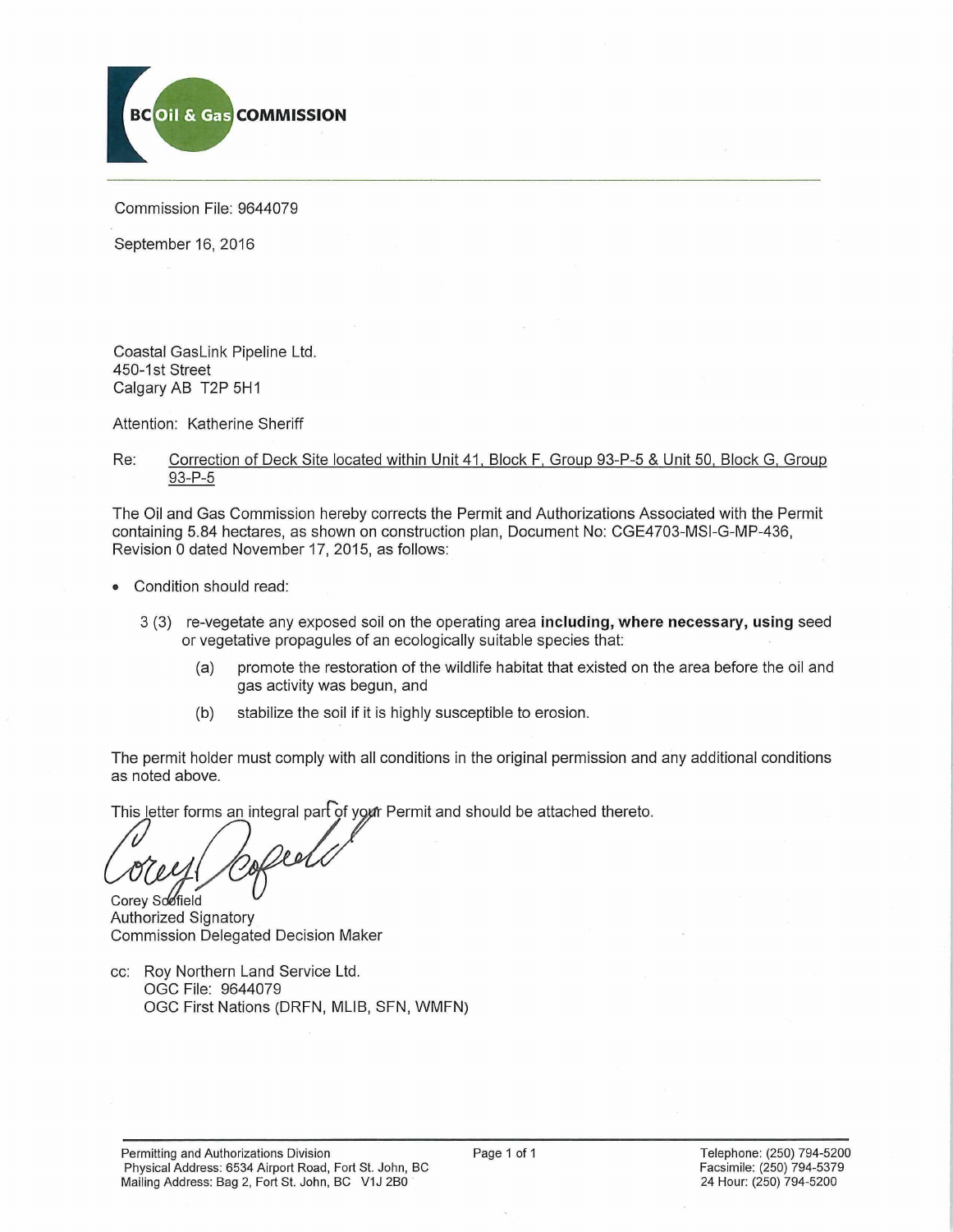**BC Oil & Gas COMMISSION**

Commission File: 9644079

September 16, 2016

Coastal GasLink Pipeline Ltd.
450-1st Street
Calgary AB T2P 5H1

Attention: Katherine Sheriff

Re: Correction of Deck Site located within Unit 41, Block F, Group 93-P-5 & Unit 50, Block G, Group 93-P-5

The Oil and Gas Commission hereby corrects the Permit and Authorizations Associated with the Permit containing 5.84 hectares, as shown on construction plan, Document No: CGE4703-MSI-G-MP-436, Revision 0 dated November 17, 2015, as follows:

- Condition should read:

  3 (3) re-vegetate any exposed soil on the operating area **including, where necessary, using** seed or vegetative propagules of an ecologically suitable species that:

  - (a) promote the restoration of the wildlife habitat that existed on the area before the oil and gas activity was begun, and
  - (b) stabilize the soil if it is highly susceptible to erosion.

The permit holder must comply with all conditions in the original permission and any additional conditions as noted above.

This letter forms an integral part of your Permit and should be attached thereto.

Corey Scofield
Authorized Signatory
Commission Delegated Decision Maker

cc: Roy Northern Land Service Ltd.
OGC File: 9644079
OGC First Nations (DRFN, MLIB, SFN, WMFN)

Permitting and Authorizations Division
Physical Address: 6534 Airport Road, Fort St. John, BC
Mailing Address: Bag 2, Fort St. John, BC V1J 2B0

Telephone: (250) 794-5200
Facsimile: (250) 794-5379
24 Hour: (250) 794-5200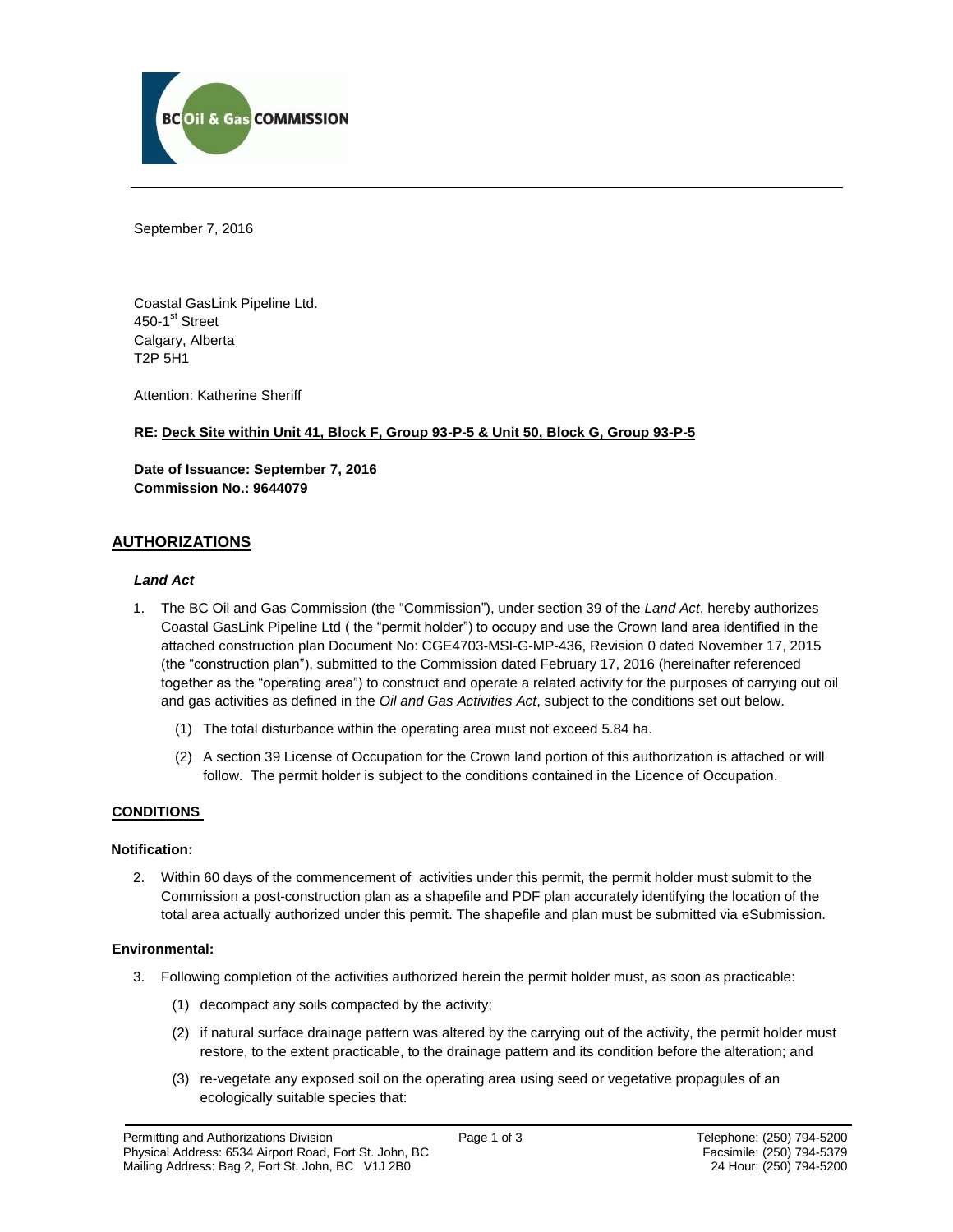September 7, 2016

Coastal GasLink Pipeline Ltd.
450-1st Street
Calgary, Alberta
T2P 5H1

Attention: Katherine Sheriff

**RE: Deck Site within Unit 41, Block F, Group 93-P-5 & Unit 50, Block G, Group 93-P-5**

**Date of Issuance: September 7, 2016**
**Commission No.: 9644079**

## AUTHORIZATIONS

### *Land Act*

1. The BC Oil and Gas Commission (the "Commission"), under section 39 of the *Land Act*, hereby authorizes Coastal GasLink Pipeline Ltd ( the "permit holder") to occupy and use the Crown land area identified in the attached construction plan Document No: CGE4703-MSI-G-MP-436, Revision 0 dated November 17, 2015 (the "construction plan"), submitted to the Commission dated February 17, 2016 (hereinafter referenced together as the "operating area") to construct and operate a related activity for the purposes of carrying out oil and gas activities as defined in the *Oil and Gas Activities Act*, subject to the conditions set out below.
   (1) The total disturbance within the operating area must not exceed 5.84 ha.
   (2) A section 39 License of Occupation for the Crown land portion of this authorization is attached or will follow. The permit holder is subject to the conditions contained in the Licence of Occupation.

## CONDITIONS

### Notification:

2. Within 60 days of the commencement of activities under this permit, the permit holder must submit to the Commission a post-construction plan as a shapefile and PDF plan accurately identifying the location of the total area actually authorized under this permit. The shapefile and plan must be submitted via eSubmission.

### Environmental:

3. Following completion of the activities authorized herein the permit holder must, as soon as practicable:
   (1) decompact any soils compacted by the activity;
   (2) if natural surface drainage pattern was altered by the carrying out of the activity, the permit holder must restore, to the extent practicable, to the drainage pattern and its condition before the alteration; and
   (3) re-vegetate any exposed soil on the operating area using seed or vegetative propagules of an ecologically suitable species that: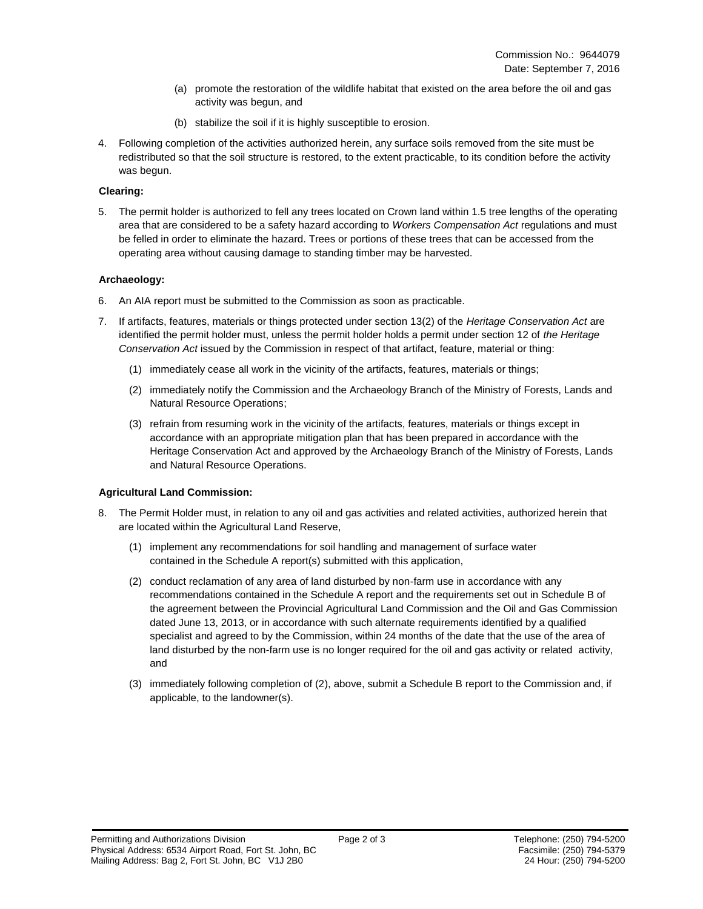Commission No.: 9644079
Date: September 7, 2016

(a) promote the restoration of the wildlife habitat that existed on the area before the oil and gas activity was begun, and

(b) stabilize the soil if it is highly susceptible to erosion.

4. Following completion of the activities authorized herein, any surface soils removed from the site must be redistributed so that the soil structure is restored, to the extent practicable, to its condition before the activity was begun.

**Clearing:**

5. The permit holder is authorized to fell any trees located on Crown land within 1.5 tree lengths of the operating area that are considered to be a safety hazard according to *Workers Compensation Act* regulations and must be felled in order to eliminate the hazard. Trees or portions of these trees that can be accessed from the operating area without causing damage to standing timber may be harvested.

**Archaeology:**

6. An AIA report must be submitted to the Commission as soon as practicable.

7. If artifacts, features, materials or things protected under section 13(2) of the *Heritage Conservation Act* are identified the permit holder must, unless the permit holder holds a permit under section 12 of *the Heritage Conservation Act* issued by the Commission in respect of that artifact, feature, material or thing:

   (1) immediately cease all work in the vicinity of the artifacts, features, materials or things;

   (2) immediately notify the Commission and the Archaeology Branch of the Ministry of Forests, Lands and Natural Resource Operations;

   (3) refrain from resuming work in the vicinity of the artifacts, features, materials or things except in accordance with an appropriate mitigation plan that has been prepared in accordance with the Heritage Conservation Act and approved by the Archaeology Branch of the Ministry of Forests, Lands and Natural Resource Operations.

**Agricultural Land Commission:**

8. The Permit Holder must, in relation to any oil and gas activities and related activities, authorized herein that are located within the Agricultural Land Reserve,

   (1) implement any recommendations for soil handling and management of surface water contained in the Schedule A report(s) submitted with this application,

   (2) conduct reclamation of any area of land disturbed by non-farm use in accordance with any recommendations contained in the Schedule A report and the requirements set out in Schedule B of the agreement between the Provincial Agricultural Land Commission and the Oil and Gas Commission dated June 13, 2013, or in accordance with such alternate requirements identified by a qualified specialist and agreed to by the Commission, within 24 months of the date that the use of the area of land disturbed by the non-farm use is no longer required for the oil and gas activity or related activity, and

   (3) immediately following completion of (2), above, submit a Schedule B report to the Commission and, if applicable, to the landowner(s).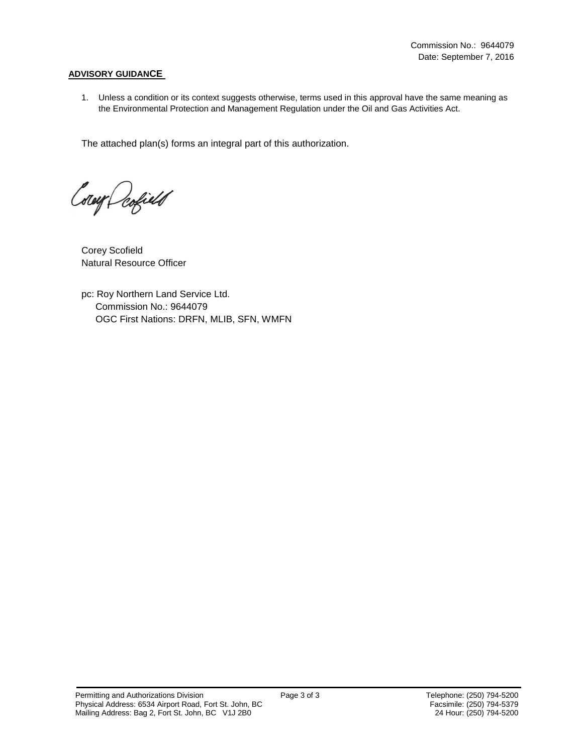Commission No.: 9644079
Date: September 7, 2016

## ADVISORY GUIDANCE

1. Unless a condition or its context suggests otherwise, terms used in this approval have the same meaning as the Environmental Protection and Management Regulation under the Oil and Gas Activities Act.

The attached plan(s) forms an integral part of this authorization.

Corey Scofield
Natural Resource Officer

pc: Roy Northern Land Service Ltd.
Commission No.: 9644079
OGC First Nations: DRFN, MLIB, SFN, WMFN

Permitting and Authorizations Division
Physical Address: 6534 Airport Road, Fort St. John, BC
Mailing Address: Bag 2, Fort St. John, BC V1J 2B0

Telephone: (250) 794-5200
Facsimile: (250) 794-5379
24 Hour: (250) 794-5200